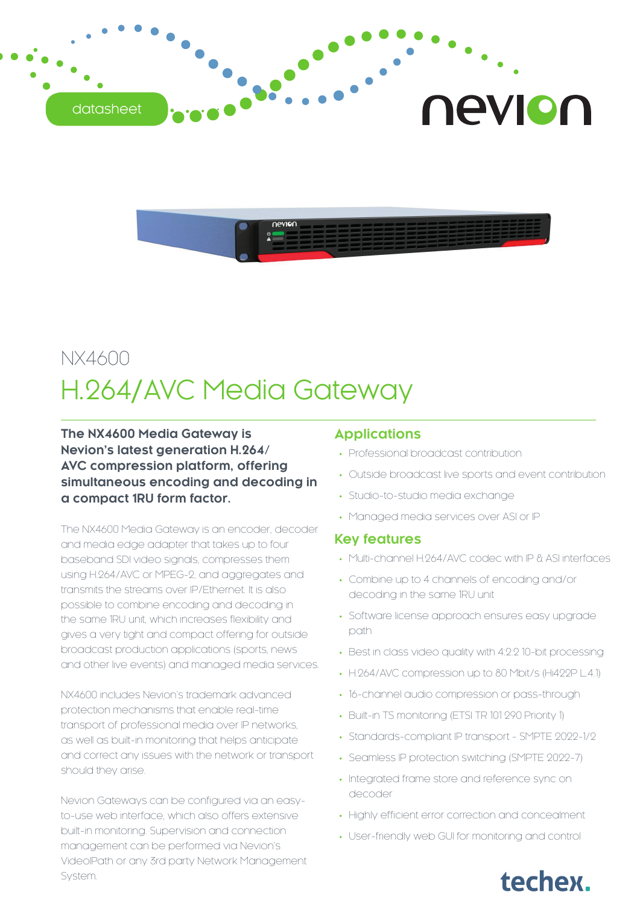datasheet

# NX4600

## H.264/AVC Media Gateway

**The NX4600 Media Gateway is Nevion's latest generation H.264/AVC compression platform, offering simultaneous encoding and decoding in a compact 1RU form factor.**

The NX4600 Media Gateway is an encoder, decoder and media edge adapter that takes up to four baseband SDI video signals, compresses them using H.264/AVC or MPEG-2, and aggregates and transmits the streams over IP/Ethernet. It is also possible to combine encoding and decoding in the same 1RU unit, which increases flexibility and gives a very tight and compact offering for outside broadcast production applications (sports, news and other live events) and managed media services.

NX4600 includes Nevion's trademark advanced protection mechanisms that enable real-time transport of professional media over IP networks, as well as built-in monitoring that helps anticipate and correct any issues with the network or transport should they arise.

Nevion Gateways can be configured via an easy-to-use web interface, which also offers extensive built-in monitoring. Supervision and connection management can be performed via Nevion's VideoIPath or any 3rd party Network Management System.

### Applications

- Professional broadcast contribution
- Outside broadcast live sports and event contribution
- Studio-to-studio media exchange
- Managed media services over ASI or IP

### Key features

- Multi-channel H.264/AVC codec with IP & ASI interfaces
- Combine up to 4 channels of encoding and/or decoding in the same 1RU unit
- Software license approach ensures easy upgrade path
- Best in class video quality with 4:2:2 10-bit processing
- H.264/AVC compression up to 80 Mbit/s (Hi422P L4.1)
- 16-channel audio compression or pass-through
- Built-in TS monitoring (ETSI TR 101 290 Priority 1)
- Standards-compliant IP transport - SMPTE 2022-1/2
- Seamless IP protection switching (SMPTE 2022-7)
- Integrated frame store and reference sync on decoder
- Highly efficient error correction and concealment
- User-friendly web GUI for monitoring and control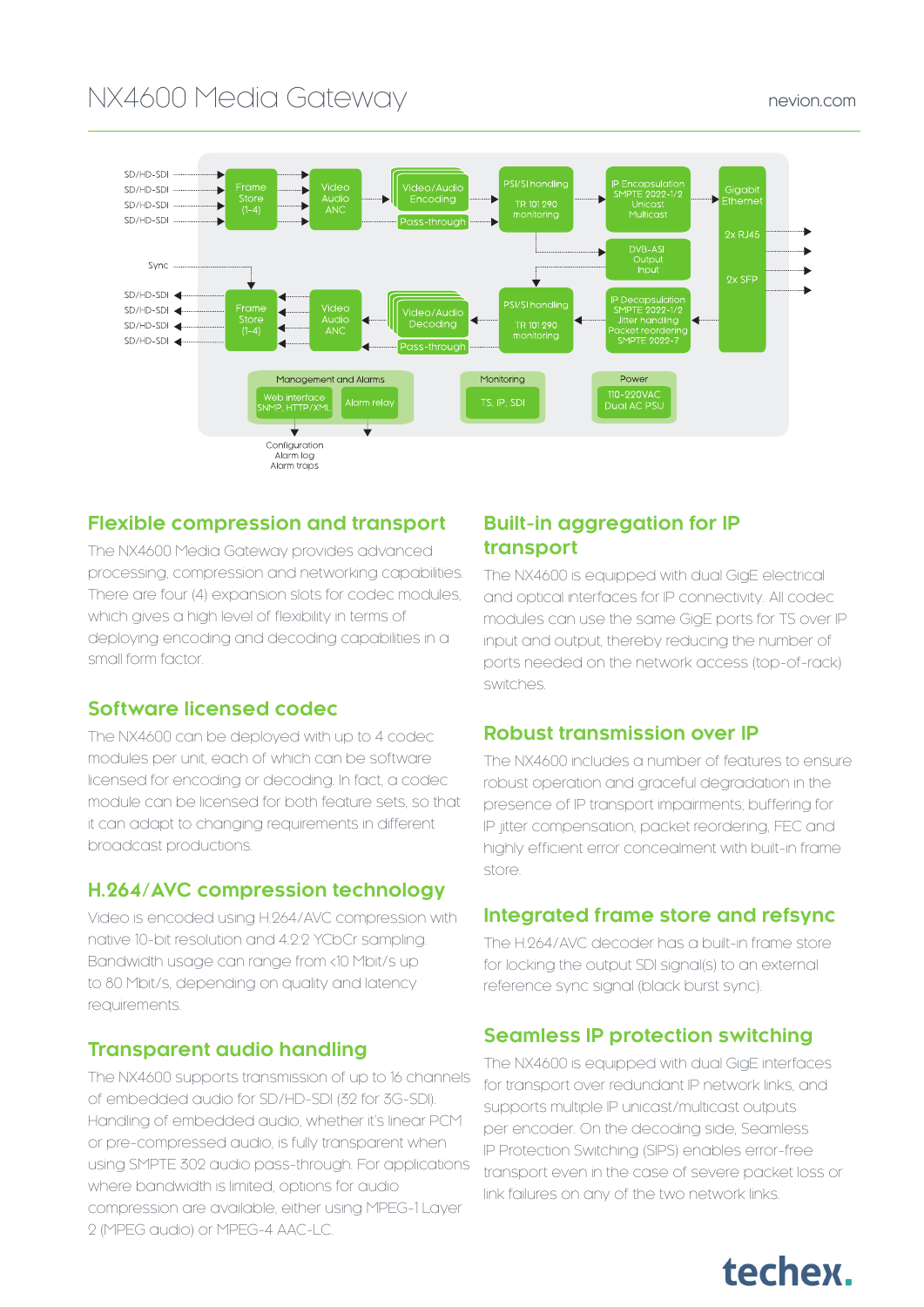# NX4600 Media Gateway

nevion.com

SD/HD-SDI
SD/HD-SDI
SD/HD-SDI
SD/HD-SDI

Frame Store (1-4)

Video Audio ANC

Video/Audio Encoding

Pass-through

PSI/SI handling

TR 101 290 monitoring

IP Encapsulation SMPTE 2022-1/2 Unicast Multicast

Gigabit Ethernet

2x RJ45

2x SFP

DVB-ASI Output Input

Sync

SD/HD-SDI
SD/HD-SDI
SD/HD-SDI
SD/HD-SDI

Frame Store (1-4)

Video Audio ANC

Video/Audio Decoding

Pass-through

PSI/SI handling

TR 101 290 monitoring

IP Decapsulation SMPTE 2022-1/2 Jitter handling Packet reordering SMPTE 2022-7

Management and Alarms

Web interface SNMP, HTTP/XML

Alarm relay

Monitoring

TS, IP, SDI

Power

110-220VAC Dual AC PSU

Configuration
Alarm log
Alarm traps

## Flexible compression and transport

The NX4600 Media Gateway provides advanced processing, compression and networking capabilities. There are four (4) expansion slots for codec modules, which gives a high level of flexibility in terms of deploying encoding and decoding capabilities in a small form factor.

## Software licensed codec

The NX4600 can be deployed with up to 4 codec modules per unit, each of which can be software licensed for encoding or decoding. In fact, a codec module can be licensed for both feature sets, so that it can adapt to changing requirements in different broadcast productions.

## H.264/AVC compression technology

Video is encoded using H.264/AVC compression with native 10-bit resolution and 4:2:2 YCbCr sampling. Bandwidth usage can range from <10 Mbit/s up to 80 Mbit/s, depending on quality and latency requirements.

## Transparent audio handling

The NX4600 supports transmission of up to 16 channels of embedded audio for SD/HD-SDI (32 for 3G-SDI). Handling of embedded audio, whether it's linear PCM or pre-compressed audio, is fully transparent when using SMPTE 302 audio pass-through. For applications where bandwidth is limited, options for audio compression are available, either using MPEG-1 Layer 2 (MPEG audio) or MPEG-4 AAC-LC.

## Built-in aggregation for IP transport

The NX4600 is equipped with dual GigE electrical and optical interfaces for IP connectivity. All codec modules can use the same GigE ports for TS over IP input and output, thereby reducing the number of ports needed on the network access (top-of-rack) switches.

## Robust transmission over IP

The NX4600 includes a number of features to ensure robust operation and graceful degradation in the presence of IP transport impairments; buffering for IP jitter compensation, packet reordering, FEC and highly efficient error concealment with built-in frame store.

## Integrated frame store and refsync

The H.264/AVC decoder has a built-in frame store for locking the output SDI signal(s) to an external reference sync signal (black burst sync).

## Seamless IP protection switching

The NX4600 is equipped with dual GigE interfaces for transport over redundant IP network links, and supports multiple IP unicast/multicast outputs per encoder. On the decoding side, Seamless IP Protection Switching (SIPS) enables error-free transport even in the case of severe packet loss or link failures on any of the two network links.

techex.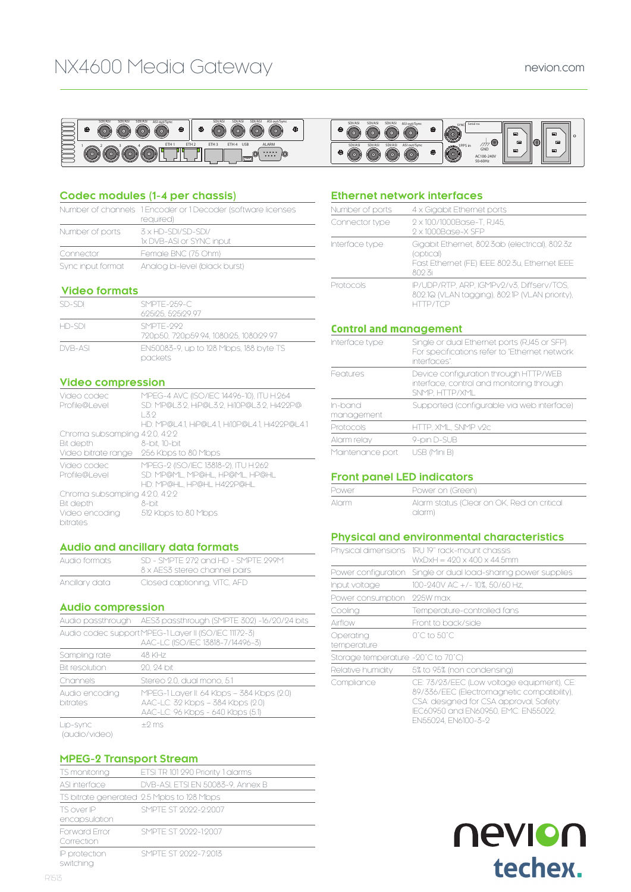# NX4600 Media Gateway

nevion.com

## Codec modules (1-4 per chassis)

| | |
|---|---|
| Number of channels | 1 Encoder or 1 Decoder (software licenses required) |
| Number of ports | 3 x HD-SDI/SD-SDI/ 1x DVB-ASI or SYNC input |
| Connector | Female BNC (75 Ohm) |
| Sync input format | Analog bi-level (black burst) |

## Video formats

| | |
|---|---|
| SD-SDI | SMPTE-259-C 625i25, 525i29.97 |
| HD-SDI | SMPTE-292 720p50, 720p59.94, 1080i25, 1080i29.97 |
| DVB-ASI | EN50083-9, up to 128 Mbps, 188 byte TS packets |

## Video compression

| | |
|---|---|
| Video codec Profile@Level | MPEG-4 AVC (ISO/IEC 14496-10), ITU H.264 SD: MP@L3.2, HiP@L3.2, Hi10P@L3.2, Hi422P@L3.2 HD: MP@L4.1, HiP@L4.1, Hi10P@L4.1, Hi422P@L4.1 |
| Chroma subsampling | 4:2:0, 4:2:2 |
| Bit depth | 8-bit, 10-bit |
| Video bitrate range | 256 Kbps to 80 Mbps |
| Video codec Profile@Level | MPEG-2 (ISO/IEC 13818-2), ITU H.262 SD: MP@ML, MP@HL, HP@ML, HP@HL HD: MP@HL, HP@HL, H422P@HL |
| Chroma subsampling | 4:2:0, 4:2:2 |
| Bit depth | 8-bit |
| Video encoding bitrates | 512 Kbps to 80 Mbps |

## Audio and ancillary data formats

| | |
|---|---|
| Audio formats | SD - SMPTE 272 and HD - SMPTE 299M 8 x AES3 stereo channel pairs |
| Ancillary data | Closed captioning, VITC, AFD |

## Audio compression

| | |
|---|---|
| Audio passthrough | AES3 passthrough (SMPTE 302) -16/20/24 bits |
| Audio codec support | MPEG-1 Layer II (ISO/IEC 11172-3) AAC-LC (ISO/IEC 13818-7/14496-3) |
| Sampling rate | 48 KHz |
| Bit resolution | 20, 24 bit |
| Channels | Stereo 2.0, dual mono, 5.1 |
| Audio encoding bitrates | MPEG-1 Layer II: 64 Kbps – 384 Kbps (2.0) AAC-LC: 32 Kbps – 384 Kbps (2.0) AAC-LC: 96 Kbps - 640 Kbps (5.1) |
| Lip-sync (audio/video) | ±2 ms |

## MPEG-2 Transport Stream

| | |
|---|---|
| TS monitoring | ETSI TR 101 290 Priority 1 alarms |
| ASI interface | DVB-ASI, ETSI EN 50083-9, Annex B |
| TS bitrate generated | 2.5 Mpbs to 128 Mbps |
| TS over IP encapsulation | SMPTE ST 2022-2:2007 |
| Forward Error Correction | SMPTE ST 2022-1:2007 |
| IP protection switching | SMPTE ST 2022-7:2013 |

## Ethernet network interfaces

| | |
|---|---|
| Number of ports | 4 x Gigabit Ethernet ports |
| Connector type | 2 x 100/1000Base-T, RJ45, 2 x 1000Base-X SFP |
| Interface type | Gigabit Ethernet, 802.3ab (electrical), 802.3z (optical) Fast Ethernet (FE) IEEE 802.3u, Ethernet IEEE 802.3i |
| Protocols | IP/UDP/RTP, ARP, IGMPv2/v3, Diffserv/TOS, 802.1Q (VLAN tagging), 802.1P (VLAN priority), HTTP/TCP |

## Control and management

| | |
|---|---|
| Interface type | Single or dual Ethernet ports (RJ45 or SFP). For specifications refer to 'Ethernet network interfaces'. |
| Features | Device configuration through HTTP/WEB interface, control and monitoring through SNMP, HTTP/XML |
| In-band management | Supported (configurable via web interface) |
| Protocols | HTTP, XML, SNMP v2c |
| Alarm relay | 9-pin D-SUB |
| Maintenance port | USB (Mini B) |

## Front panel LED indicators

| | |
|---|---|
| Power | Power on (Green) |
| Alarm | Alarm status (Clear on OK, Red on critical alarm) |

## Physical and environmental characteristics

| | |
|---|---|
| Physical dimensions | 1RU 19" rack-mount chassis WxDxH = 420 x 400 x 44.5mm |
| Power configuration | Single or dual load-sharing power supplies |
| Input voltage | 100-240V AC +/- 10%, 50/60 Hz, |
| Power consumption | 225W max |
| Cooling | Temperature-controlled fans |
| Airflow | Front to back/side |
| Operating temperature | 0˚C to 50˚C |
| Storage temperature | -20˚C to 70˚C) |
| Relative humidity | 5% to 95% (non condensing) |
| Compliance | CE: 73/23/EEC (Low voltage equipment), CE: 89/336/EEC (Electromagnetic compatibility), CSA: designed for CSA approval, Safety: IEC60950 and EN60950, EMC: EN55022, EN55024, EN6100-3-2 |

R1513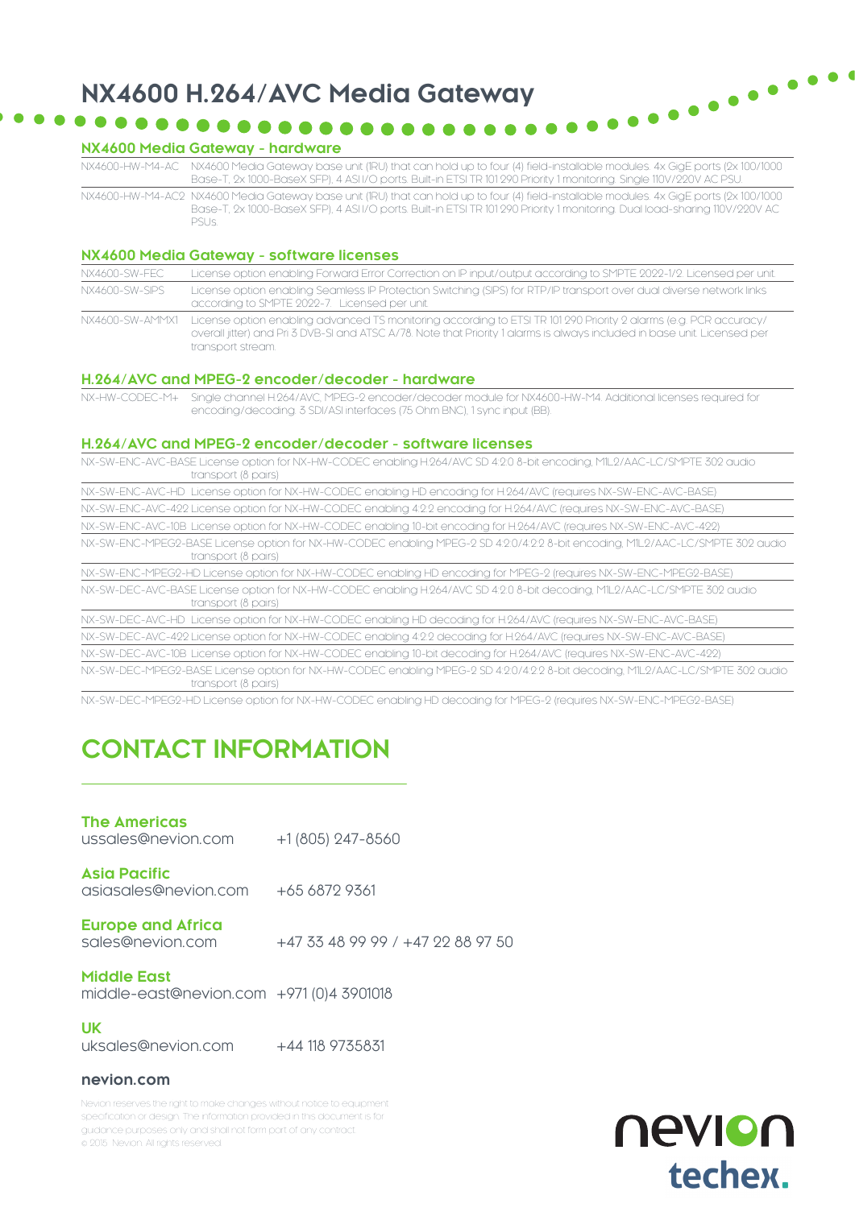# NX4600 H.264/AVC Media Gateway

## NX4600 Media Gateway - hardware

| | |
|---|---|
| NX4600-HW-M4-AC | NX4600 Media Gateway base unit (1RU) that can hold up to four (4) field-installable modules. 4x GigE ports (2x 100/1000 Base-T, 2x 1000-BaseX SFP), 4 ASI I/O ports. Built-in ETSI TR 101 290 Priority 1 monitoring. Single 110V/220V AC PSU. |
| NX4600-HW-M4-AC2 | NX4600 Media Gateway base unit (1RU) that can hold up to four (4) field-installable modules. 4x GigE ports (2x 100/1000 Base-T, 2x 1000-BaseX SFP), 4 ASI I/O ports. Built-in ETSI TR 101 290 Priority 1 monitoring. Dual load-sharing 110V/220V AC PSUs. |

## NX4600 Media Gateway - software licenses

| | |
|---|---|
| NX4600-SW-FEC | License option enabling Forward Error Correction on IP input/output according to SMPTE 2022-1/2. Licensed per unit. |
| NX4600-SW-SIPS | License option enabling Seamless IP Protection Switching (SIPS) for RTP/IP transport over dual diverse network links according to SMPTE 2022-7. Licensed per unit. |
| NX4600-SW-AMMX1 | License option enabling advanced TS monitoring according to ETSI TR 101 290 Priority 2 alarms (e.g. PCR accuracy/ overall jitter) and Pri 3 DVB-SI and ATSC A/78. Note that Priority 1 alarms is always included in base unit. Licensed per transport stream. |

## H.264/AVC and MPEG-2 encoder/decoder - hardware

| | |
|---|---|
| NX-HW-CODEC-M+ | Single channel H.264/AVC, MPEG-2 encoder/decoder module for NX4600-HW-M4. Additional licenses required for encoding/decoding. 3 SDI/ASI interfaces (75 Ohm BNC), 1 sync input (BB). |

## H.264/AVC and MPEG-2 encoder/decoder - software licenses

| | |
|---|---|
| NX-SW-ENC-AVC-BASE | License option for NX-HW-CODEC enabling H.264/AVC SD 4:2:0 8-bit encoding, M1L2/AAC-LC/SMPTE 302 audio transport (8 pairs) |
| NX-SW-ENC-AVC-HD | License option for NX-HW-CODEC enabling HD encoding for H.264/AVC (requires NX-SW-ENC-AVC-BASE) |
| NX-SW-ENC-AVC-422 | License option for NX-HW-CODEC enabling 4:2:2 encoding for H.264/AVC (requires NX-SW-ENC-AVC-BASE) |
| NX-SW-ENC-AVC-10B | License option for NX-HW-CODEC enabling 10-bit encoding for H.264/AVC (requires NX-SW-ENC-AVC-422) |
| NX-SW-ENC-MPEG2-BASE | License option for NX-HW-CODEC enabling MPEG-2 SD 4:2:0/4:2:2 8-bit encoding, M1L2/AAC-LC/SMPTE 302 audio transport (8 pairs) |
| NX-SW-ENC-MPEG2-HD | License option for NX-HW-CODEC enabling HD encoding for MPEG-2 (requires NX-SW-ENC-MPEG2-BASE) |
| NX-SW-DEC-AVC-BASE | License option for NX-HW-CODEC enabling H.264/AVC SD 4:2:0 8-bit decoding, M1L2/AAC-LC/SMPTE 302 audio transport (8 pairs) |
| NX-SW-DEC-AVC-HD | License option for NX-HW-CODEC enabling HD decoding for H.264/AVC (requires NX-SW-ENC-AVC-BASE) |
| NX-SW-DEC-AVC-422 | License option for NX-HW-CODEC enabling 4:2:2 decoding for H.264/AVC (requires NX-SW-ENC-AVC-BASE) |
| NX-SW-DEC-AVC-10B | License option for NX-HW-CODEC enabling 10-bit decoding for H.264/AVC (requires NX-SW-ENC-AVC-422) |
| NX-SW-DEC-MPEG2-BASE | License option for NX-HW-CODEC enabling MPEG-2 SD 4:2:0/4:2:2 8-bit decoding, M1L2/AAC-LC/SMPTE 302 audio transport (8 pairs) |
| NX-SW-DEC-MPEG2-HD | License option for NX-HW-CODEC enabling HD decoding for MPEG-2 (requires NX-SW-ENC-MPEG2-BASE) |

# CONTACT INFORMATION

**The Americas**
ussales@nevion.com +1 (805) 247-8560

**Asia Pacific**
asiasales@nevion.com +65 6872 9361

**Europe and Africa**
sales@nevion.com +47 33 48 99 99 / +47 22 88 97 50

**Middle East**
middle-east@nevion.com +971 (0)4 3901018

**UK**
uksales@nevion.com +44 118 9735831

**nevion.com**

Nevion reserves the right to make changes without notice to equipment specification or design. The information provided in this document is for guidance purposes only and shall not form part of any contract.
© 2015 Nevion. All rights reserved.

nevion
techex.